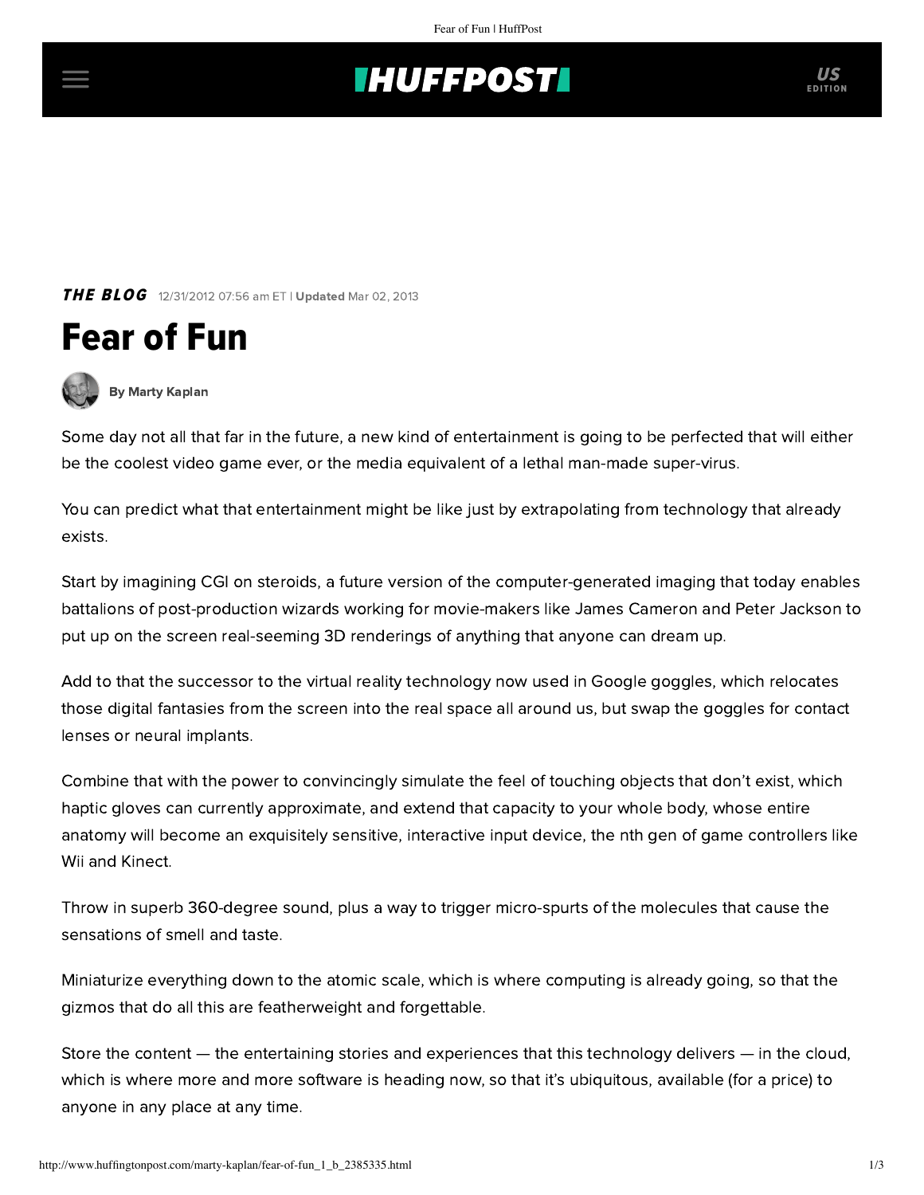**THE BLOG** 12/31/2012 07:56 am ET | **Updated** Mar 02, 2013

# Fear of Fun

By Marty Kaplan

Some day not all that far in the future, a new kind of entertainment is going to be perfected that will either be the coolest video game ever, or the media equivalent of a lethal man-made super-virus.

You can predict what that entertainment might be like just by extrapolating from technology that already exists.

Start by imagining CGI on steroids, a future version of the computer-generated imaging that today enables battalions of post-production wizards working for movie-makers like James Cameron and Peter Jackson to put up on the screen real-seeming 3D renderings of anything that anyone can dream up.

Add to that the successor to the virtual reality technology now used in Google goggles, which relocates those digital fantasies from the screen into the real space all around us, but swap the goggles for contact lenses or neural implants.

Combine that with the power to convincingly simulate the feel of touching objects that don't exist, which haptic gloves can currently approximate, and extend that capacity to your whole body, whose entire anatomy will become an exquisitely sensitive, interactive input device, the nth gen of game controllers like Wii and Kinect.

Throw in superb 360-degree sound, plus a way to trigger micro-spurts of the molecules that cause the sensations of smell and taste.

Miniaturize everything down to the atomic scale, which is where computing is already going, so that the gizmos that do all this are featherweight and forgettable.

Store the content — the entertaining stories and experiences that this technology delivers — in the cloud, which is where more and more software is heading now, so that it's ubiquitous, available (for a price) to anyone in any place at any time.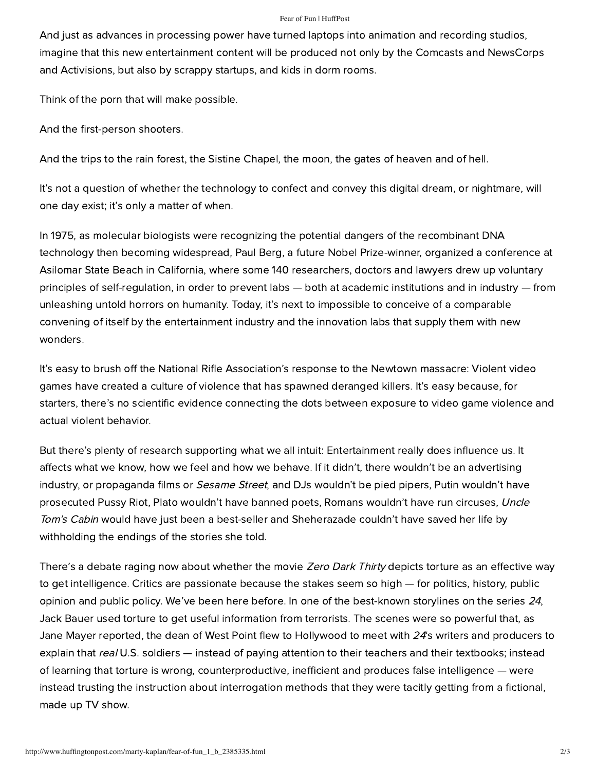And just as advances in processing power have turned laptops into animation and recording studios, imagine that this new entertainment content will be produced not only by the Comcasts and NewsCorps and Activisions, but also by scrappy startups, and kids in dorm rooms.

Think of the porn that will make possible.

And the first-person shooters.

And the trips to the rain forest, the Sistine Chapel, the moon, the gates of heaven and of hell.

It's not a question of whether the technology to confect and convey this digital dream, or nightmare, will one day exist; it's only a matter of when.

In 1975, as molecular biologists were recognizing the potential dangers of the recombinant DNA technology then becoming widespread, Paul Berg, a future Nobel Prize-winner, organized a conference at Asilomar State Beach in California, where some 140 researchers, doctors and lawyers drew up voluntary principles of self-regulation, in order to prevent labs — both at academic institutions and in industry — from unleashing untold horrors on humanity. Today, it's next to impossible to conceive of a comparable convening of itself by the entertainment industry and the innovation labs that supply them with new wonders.

It's easy to brush off the National Rifle Association's response to the Newtown massacre: Violent video games have created a culture of violence that has spawned deranged killers. It's easy because, for starters, there's no scientific evidence connecting the dots between exposure to video game violence and actual violent behavior.

But there's plenty of research supporting what we all intuit: Entertainment really does influence us. It affects what we know, how we feel and how we behave. If it didn't, there wouldn't be an advertising industry, or propaganda films or *Sesame Street*, and DJs wouldn't be pied pipers, Putin wouldn't have prosecuted Pussy Riot, Plato wouldn't have banned poets, Romans wouldn't have run circuses, *Uncle Tom's Cabin* would have just been a best-seller and Sheherazade couldn't have saved her life by withholding the endings of the stories she told.

There's a debate raging now about whether the movie *Zero Dark Thirty* depicts torture as an effective way to get intelligence. Critics are passionate because the stakes seem so high — for politics, history, public opinion and public policy. We've been here before. In one of the best-known storylines on the series *24*, Jack Bauer used torture to get useful information from terrorists. The scenes were so powerful that, as Jane Mayer reported, the dean of West Point flew to Hollywood to meet with *24*'s writers and producers to explain that *real* U.S. soldiers — instead of paying attention to their teachers and their textbooks; instead of learning that torture is wrong, counterproductive, inefficient and produces false intelligence — were instead trusting the instruction about interrogation methods that they were tacitly getting from a fictional, made up TV show.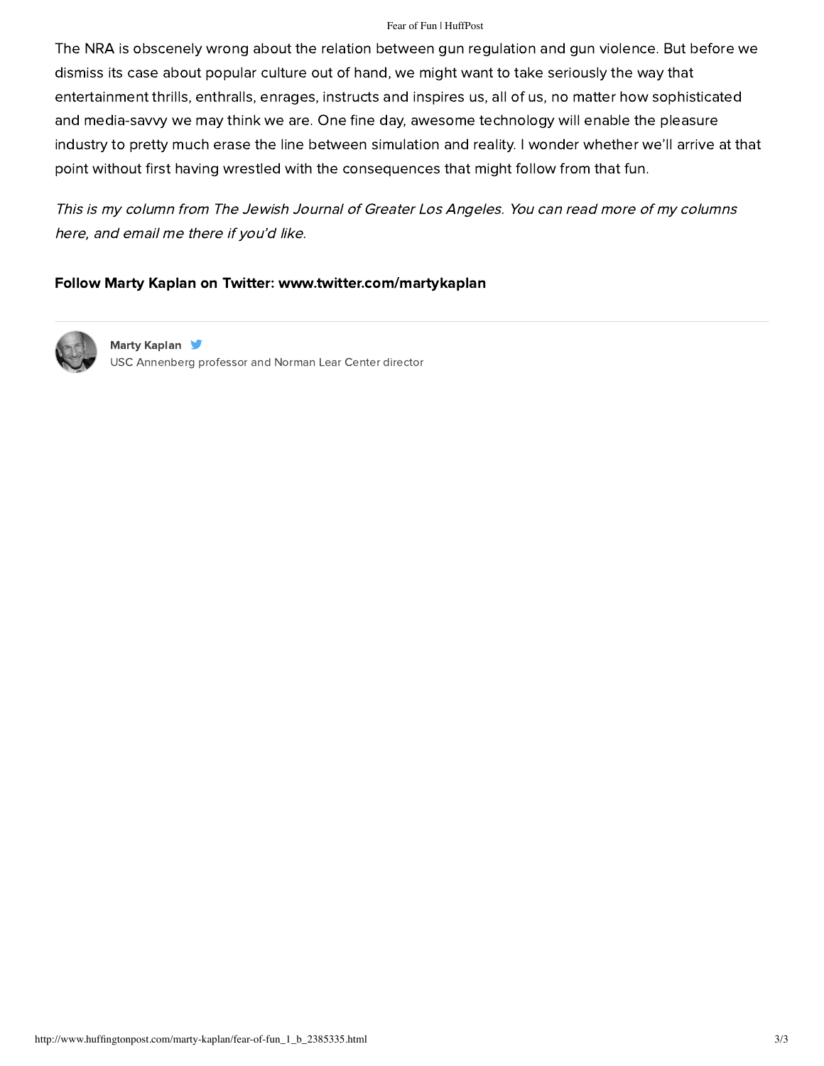The NRA is obscenely wrong about the relation between gun regulation and gun violence. But before we dismiss its case about popular culture out of hand, we might want to take seriously the way that entertainment thrills, enthralls, enrages, instructs and inspires us, all of us, no matter how sophisticated and media-savvy we may think we are. One fine day, awesome technology will enable the pleasure industry to pretty much erase the line between simulation and reality. I wonder whether we'll arrive at that point without first having wrestled with the consequences that might follow from that fun.

*This is my column from The Jewish Journal of Greater Los Angeles. You can read more of my columns here, and email me there if you'd like.*

**Follow Marty Kaplan on Twitter: www.twitter.com/martykaplan**

---

**Marty Kaplan**
USC Annenberg professor and Norman Lear Center director